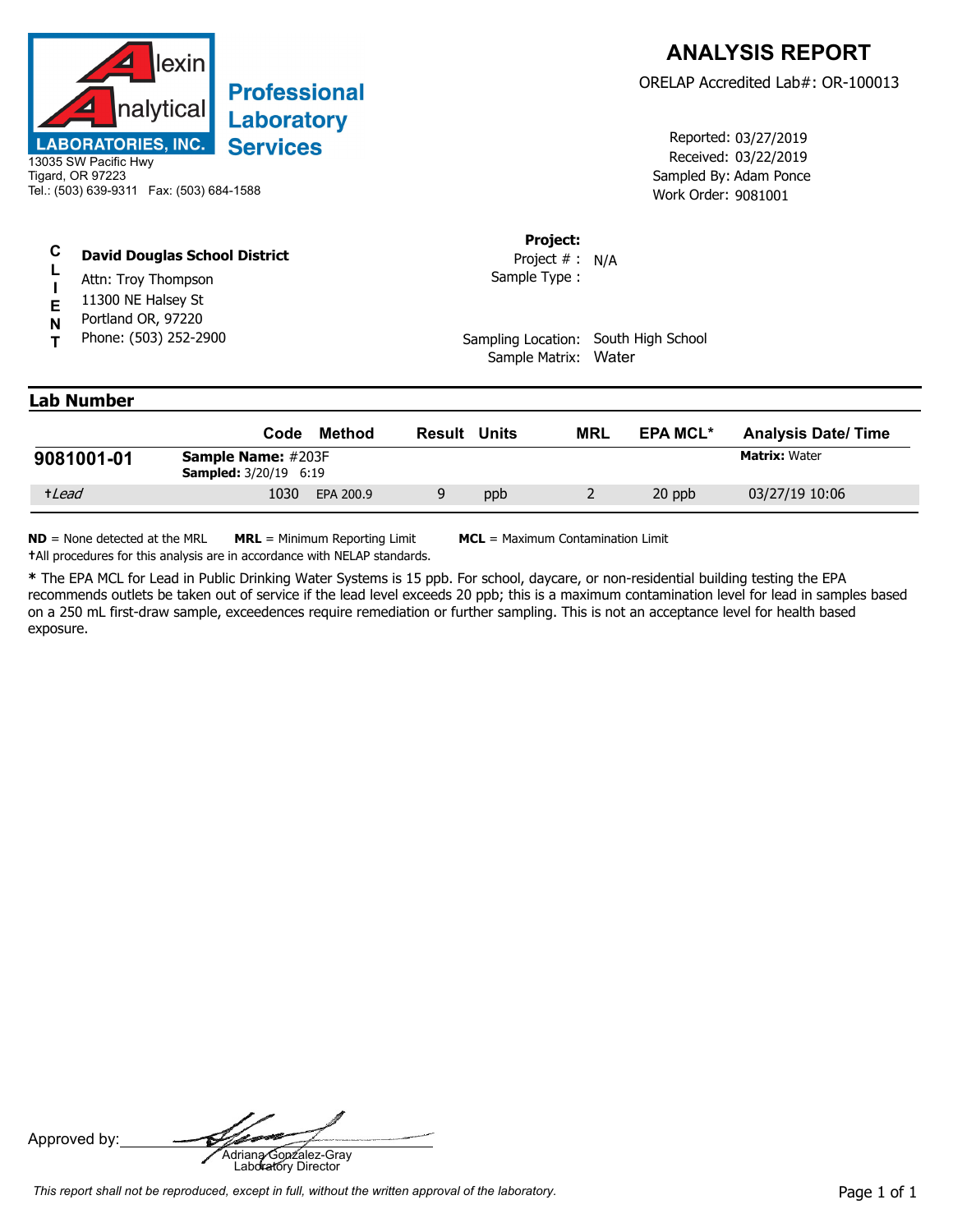**Alexin Analytical LABORATORIES, INC.**

**Professional Laboratory Services**

13035 SW Pacific Hwy
Tigard, OR 97223
Tel.: (503) 639-9311 Fax: (503) 684-1588

# ANALYSIS REPORT

ORELAP Accredited Lab#: OR-100013

Reported: 03/27/2019
Received: 03/22/2019
Sampled By: Adam Ponce
Work Order: 9081001

**CLIENT**

**David Douglas School District**
Attn: Troy Thompson
11300 NE Halsey St
Portland OR, 97220
Phone: (503) 252-2900

**Project:**
Project # : N/A
Sample Type :

Sampling Location: South High School
Sample Matrix: Water

## Lab Number

| | Code | Method | Result | Units | MRL | EPA MCL* | Analysis Date/ Time |
|---|---|---|---|---|---|---|---|
| **9081001-01** | **Sample Name:** #203F **Sampled:** 3/20/19 6:19 | | | | | | **Matrix:** Water |
| †*Lead* | 1030 | EPA 200.9 | 9 | ppb | 2 | 20 ppb | 03/27/19 10:06 |

**ND** = None detected at the MRL **MRL** = Minimum Reporting Limit **MCL** = Maximum Contamination Limit
†All procedures for this analysis are in accordance with NELAP standards.

**\*** The EPA MCL for Lead in Public Drinking Water Systems is 15 ppb. For school, daycare, or non-residential building testing the EPA recommends outlets be taken out of service if the lead level exceeds 20 ppb; this is a maximum contamination level for lead in samples based on a 250 mL first-draw sample, exceedences require remediation or further sampling. This is not an acceptance level for health based exposure.

Approved by: ____________________
Adriana Gonzalez-Gray
Laboratory Director

*This report shall not be reproduced, except in full, without the written approval of the laboratory.*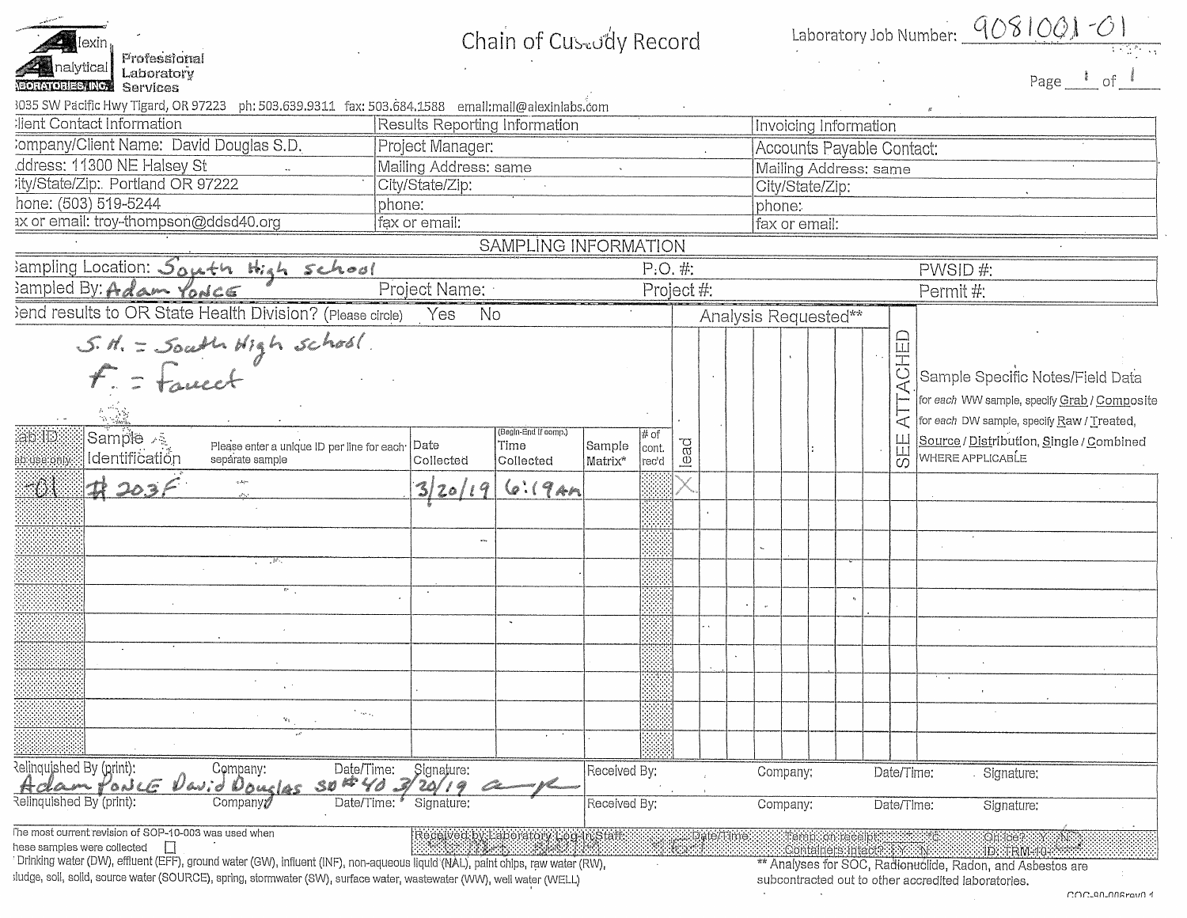**Alexin Analytical Laboratories, Inc.** Professional Laboratory Services

# Chain of Custody Record

Laboratory Job Number: 9081001-01

Page 1 of 1

3035 SW Pacific Hwy Tigard, OR 97223 ph: 503.639.9311 fax: 503.684.1588 email:mail@alexinlabs.com

| Client Contact Information | Results Reporting Information | Invoicing Information |
|---|---|---|
| Company/Client Name: David Douglas S.D. | Project Manager: | Accounts Payable Contact: |
| Address: 11300 NE Halsey St | Mailing Address: same | Mailing Address: same |
| City/State/Zip: Portland OR 97222 | City/State/Zip: | City/State/Zip: |
| Phone: (503) 519-5244 | phone: | phone: |
| Fax or email: troy-thompson@ddsd40.org | fax or email: | fax or email: |

## SAMPLING INFORMATION

Sampling Location: South High school | P.O. #: | PWSID #:

Sampled By: Adam Yonce | Project Name: | Project #: | Permit #:

Send results to OR State Health Division? (Please circle) Yes No

S.H. = South High school

F. = Faucet

Analysis Requested**: lead | SEE ATTACHED

Sample Specific Notes/Field Data: for each WW sample, specify Grab / Composite; for each DW sample, specify Raw / Treated, Source / Distribution, Single / Combined WHERE APPLICABLE

| Lab ID (lab use only) | Sample Identification (Please enter a unique ID per line for each separate sample) | Date Collected | Time Collected (Begin-End if comp.) | Sample Matrix* | # of cont. rec'd | lead | Sample Specific Notes/Field Data |
|---|---|---|---|---|---|---|---|
| -01 | #203F | 3/20/19 | 6:19AM | | | X | |

| Relinquished By (print): | Company: | Date/Time: | Signature: | Received By: | Company: | Date/Time: | Signature: |
|---|---|---|---|---|---|---|---|
| Adam Yonce | David Douglas SD #40 | 3/20/19 | [signature] | | | | |
| | | | | | | | |

The most current revision of SOP-10-003 was used when these samples were collected ☐

Received by Laboratory Log-In Staff: | Date/Time: | Temp. on receipt: °C | On Ice? Y N | Containers Intact? Y N | ID: TRM-10

* Drinking water (DW), effluent (EFF), ground water (GW), influent (INF), non-aqueous liquid (NAL), paint chips, raw water (RW), sludge, soil, solid, source water (SOURCE), spring, stormwater (SW), surface water, wastewater (WW), well water (WELL)

** Analyses for SOC, Radionuclide, Radon, and Asbestos are subcontracted out to other accredited laboratories.

COC-90-006rev0.1